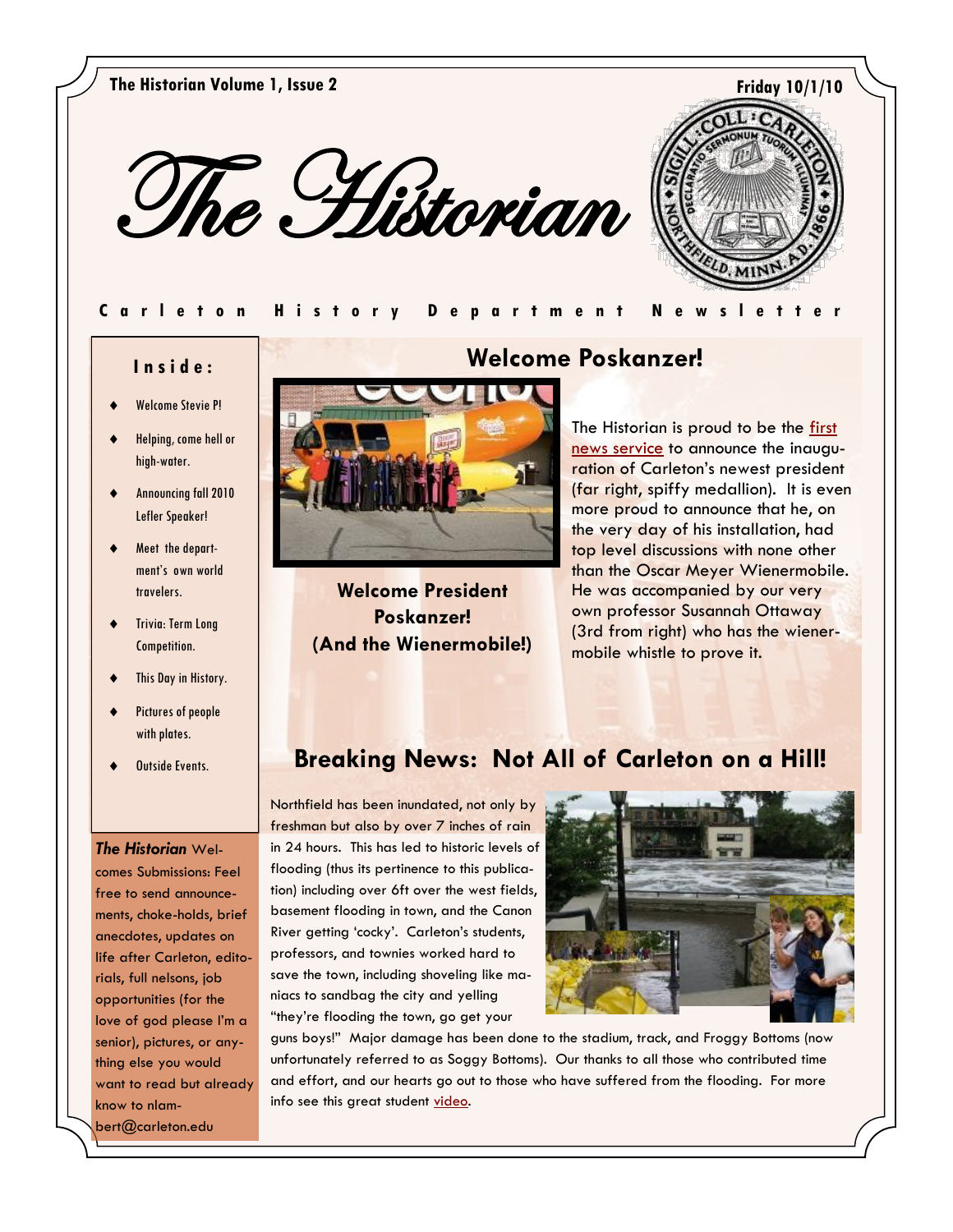The Historian Volume 1, Issue 2 — Friday 10/1/10

# The Historian

**Carleton History Department Newsletter**

### Inside:

- Welcome Stevie P!
- Helping, come hell or high-water.
- Announcing fall 2010 Lefler Speaker!
- Meet the department's own world travelers.
- Trivia: Term Long Competition.
- This Day in History.
- Pictures of people with plates.
- Outside Events.

***The Historian*** Welcomes Submissions: Feel free to send announcements, choke-holds, brief anecdotes, updates on life after Carleton, editorials, full nelsons, job opportunities (for the love of god please I'm a senior), pictures, or anything else you would want to read but already know to nlambert@carleton.edu

## Welcome Poskanzer!

**Welcome President Poskanzer! (And the Wienermobile!)**

The Historian is proud to be the first news service to announce the inauguration of Carleton's newest president (far right, spiffy medallion). It is even more proud to announce that he, on the very day of his installation, had top level discussions with none other than the Oscar Meyer Wienermobile. He was accompanied by our very own professor Susannah Ottaway (3rd from right) who has the wienermobile whistle to prove it.

## Breaking News: Not All of Carleton on a Hill!

Northfield has been inundated, not only by freshman but also by over 7 inches of rain in 24 hours. This has led to historic levels of flooding (thus its pertinence to this publication) including over 6ft over the west fields, basement flooding in town, and the Canon River getting 'cocky'. Carleton's students, professors, and townies worked hard to save the town, including shoveling like maniacs to sandbag the city and yelling "they're flooding the town, go get your guns boys!" Major damage has been done to the stadium, track, and Froggy Bottoms (now unfortunately referred to as Soggy Bottoms). Our thanks to all those who contributed time and effort, and our hearts go out to those who have suffered from the flooding. For more info see this great student video.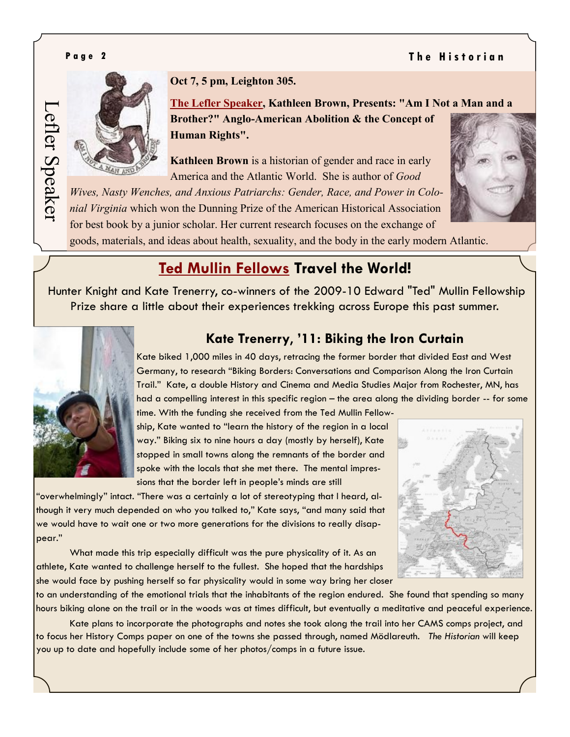## Lefler Speaker

**Oct 7, 5 pm, Leighton 305.**

**The Lefler Speaker, Kathleen Brown, Presents: "Am I Not a Man and a Brother?" Anglo-American Abolition & the Concept of Human Rights".**

**Kathleen Brown** is a historian of gender and race in early America and the Atlantic World. She is author of *Good Wives, Nasty Wenches, and Anxious Patriarchs: Gender, Race, and Power in Colonial Virginia* which won the Dunning Prize of the American Historical Association for best book by a junior scholar. Her current research focuses on the exchange of goods, materials, and ideas about health, sexuality, and the body in the early modern Atlantic.

## Ted Mullin Fellows Travel the World!

Hunter Knight and Kate Trenerry, co-winners of the 2009-10 Edward "Ted" Mullin Fellowship Prize share a little about their experiences trekking across Europe this past summer.

### Kate Trenerry, '11: Biking the Iron Curtain

Kate biked 1,000 miles in 40 days, retracing the former border that divided East and West Germany, to research "Biking Borders: Conversations and Comparison Along the Iron Curtain Trail." Kate, a double History and Cinema and Media Studies Major from Rochester, MN, has had a compelling interest in this specific region – the area along the dividing border -- for some time. With the funding she received from the Ted Mullin Fellowship, Kate wanted to "learn the history of the region in a local way." Biking six to nine hours a day (mostly by herself), Kate stopped in small towns along the remnants of the border and spoke with the locals that she met there. The mental impressions that the border left in people's minds are still "overwhelmingly" intact. "There was a certainly a lot of stereotyping that I heard, although it very much depended on who you talked to," Kate says, "and many said that we would have to wait one or two more generations for the divisions to really disappear."

What made this trip especially difficult was the pure physicality of it. As an athlete, Kate wanted to challenge herself to the fullest. She hoped that the hardships she would face by pushing herself so far physicality would in some way bring her closer to an understanding of the emotional trials that the inhabitants of the region endured. She found that spending so many hours biking alone on the trail or in the woods was at times difficult, but eventually a meditative and peaceful experience.

Kate plans to incorporate the photographs and notes she took along the trail into her CAMS comps project, and to focus her History Comps paper on one of the towns she passed through, named Mödlareuth. *The Historian* will keep you up to date and hopefully include some of her photos/comps in a future issue.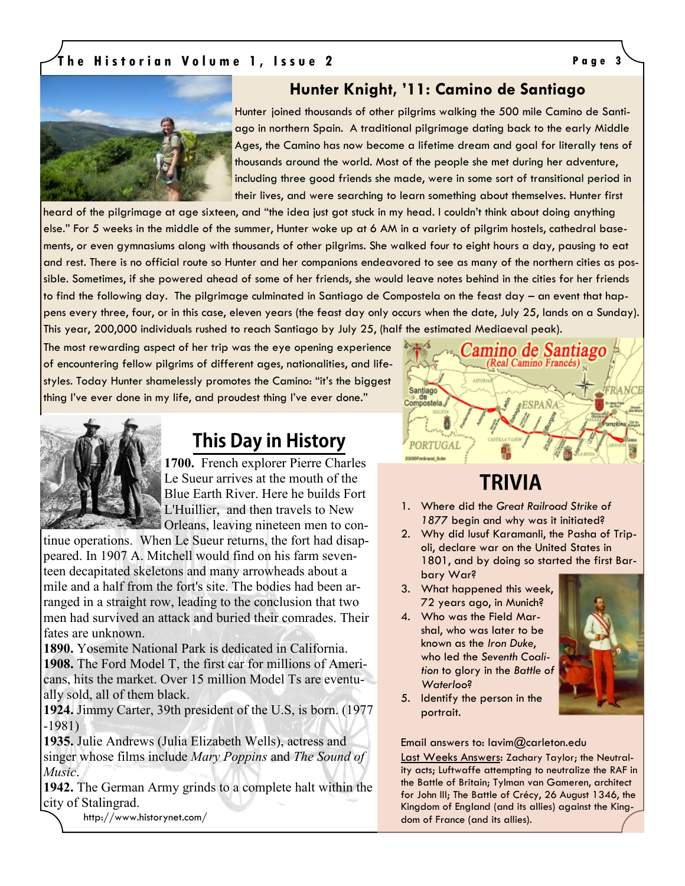## Hunter Knight, '11: Camino de Santiago

Hunter joined thousands of other pilgrims walking the 500 mile Camino de Santiago in northern Spain. A traditional pilgrimage dating back to the early Middle Ages, the Camino has now become a lifetime dream and goal for literally tens of thousands around the world. Most of the people she met during her adventure, including three good friends she made, were in some sort of transitional period in their lives, and were searching to learn something about themselves. Hunter first heard of the pilgrimage at age sixteen, and "the idea just got stuck in my head. I couldn't think about doing anything else." For 5 weeks in the middle of the summer, Hunter woke up at 6 AM in a variety of pilgrim hostels, cathedral basements, or even gymnasiums along with thousands of other pilgrims. She walked four to eight hours a day, pausing to eat and rest. There is no official route so Hunter and her companions endeavored to see as many of the northern cities as possible. Sometimes, if she powered ahead of some of her friends, she would leave notes behind in the cities for her friends to find the following day. The pilgrimage culminated in Santiago de Compostela on the feast day – an event that happens every three, four, or in this case, eleven years (the feast day only occurs when the date, July 25, lands on a Sunday). This year, 200,000 individuals rushed to reach Santiago by July 25, (half the estimated Mediaeval peak).

The most rewarding aspect of her trip was the eye opening experience of encountering fellow pilgrims of different ages, nationalities, and lifestyles. Today Hunter shamelessly promotes the Camino: "it's the biggest thing I've ever done in my life, and proudest thing I've ever done."

## This Day in History

**1700.** French explorer Pierre Charles Le Sueur arrives at the mouth of the Blue Earth River. Here he builds Fort L'Huillier, and then travels to New Orleans, leaving nineteen men to continue operations. When Le Sueur returns, the fort had disappeared. In 1907 A. Mitchell would find on his farm seventeen decapitated skeletons and many arrowheads about a mile and a half from the fort's site. The bodies had been arranged in a straight row, leading to the conclusion that two men had survived an attack and buried their comrades. Their fates are unknown.

**1890.** Yosemite National Park is dedicated in California.

**1908.** The Ford Model T, the first car for millions of Americans, hits the market. Over 15 million Model Ts are eventually sold, all of them black.

**1924.** Jimmy Carter, 39th president of the U.S, is born. (1977-1981)

**1935.** Julie Andrews (Julia Elizabeth Wells), actress and singer whose films include *Mary Poppins* and *The Sound of Music*.

**1942.** The German Army grinds to a complete halt within the city of Stalingrad.

http://www.historynet.com/

## TRIVIA

1. Where did the *Great Railroad Strike of 1877* begin and why was it initiated?
2. Why did Iusuf Karamanli, the Pasha of Tripoli, declare war on the United States in 1801, and by doing so started the first Barbary War?
3. What happened this week, 72 years ago, in Munich?
4. Who was the Field Marshal, who was later to be known as the *Iron Duke*, who led the *Seventh Coalition* to glory in the *Battle of Waterloo*?
5. Identify the person in the portrait.

Email answers to: lavim@carleton.edu

Last Weeks Answers: Zachary Taylor; the Neutrality acts; Luftwaffe attempting to neutralize the RAF in the Battle of Britain; Tylman van Gameren, architect for John III; The Battle of Crécy, 26 August 1346, the Kingdom of England (and its allies) against the Kingdom of France (and its allies).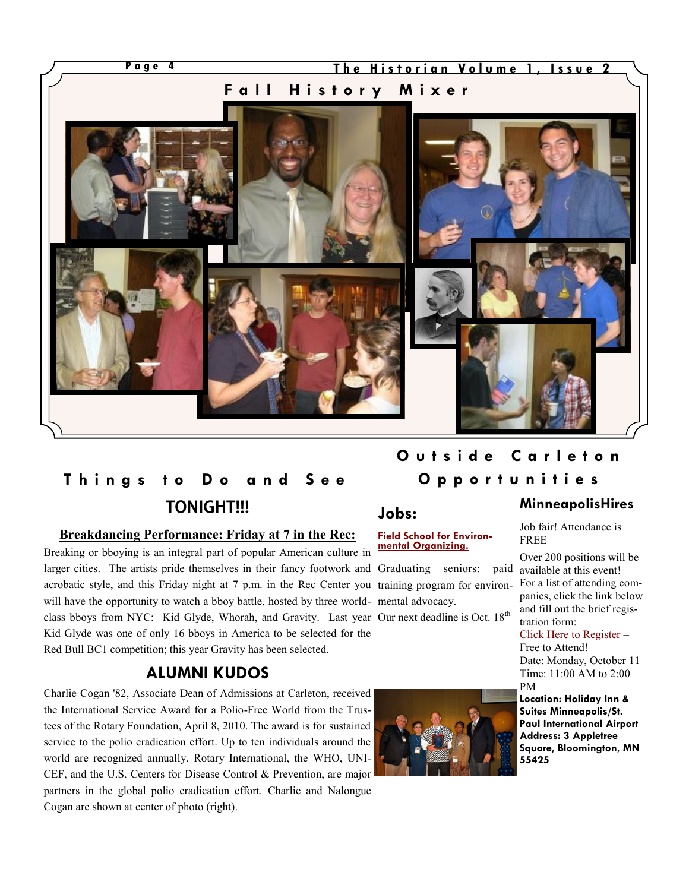## Fall History Mixer

## Things to Do and See TONIGHT!!!

**Breakdancing Performance: Friday at 7 in the Rec:**

Breaking or bboying is an integral part of popular American culture in larger cities. The artists pride themselves in their fancy footwork and acrobatic style, and this Friday night at 7 p.m. in the Rec Center you will have the opportunity to watch a bboy battle, hosted by three world-class bboys from NYC: Kid Glyde, Whorah, and Gravity. Last year Kid Glyde was one of only 16 bboys in America to be selected for the Red Bull BC1 competition; this year Gravity has been selected.

## ALUMNI KUDOS

Charlie Cogan '82, Associate Dean of Admissions at Carleton, received the International Service Award for a Polio-Free World from the Trustees of the Rotary Foundation, April 8, 2010. The award is for sustained service to the polio eradication effort. Up to ten individuals around the world are recognized annually. Rotary International, the WHO, UNICEF, and the U.S. Centers for Disease Control & Prevention, are major partners in the global polio eradication effort. Charlie and Nalongue Cogan are shown at center of photo (right).

## Outside Carleton Opportunities

### Jobs:

**Field School for Environmental Organizing.**

Graduating seniors: paid training program for environmental advocacy.

Our next deadline is Oct. 18th

### MinneapolisHires

Job fair! Attendance is FREE

Over 200 positions will be available at this event!

For a list of attending companies, click the link below and fill out the brief registration form:

Click Here to Register – Free to Attend!

Date: Monday, October 11

Time: 11:00 AM to 2:00 PM

**Location: Holiday Inn & Suites Minneapolis/St. Paul International Airport**

**Address: 3 Appletree Square, Bloomington, MN 55425**